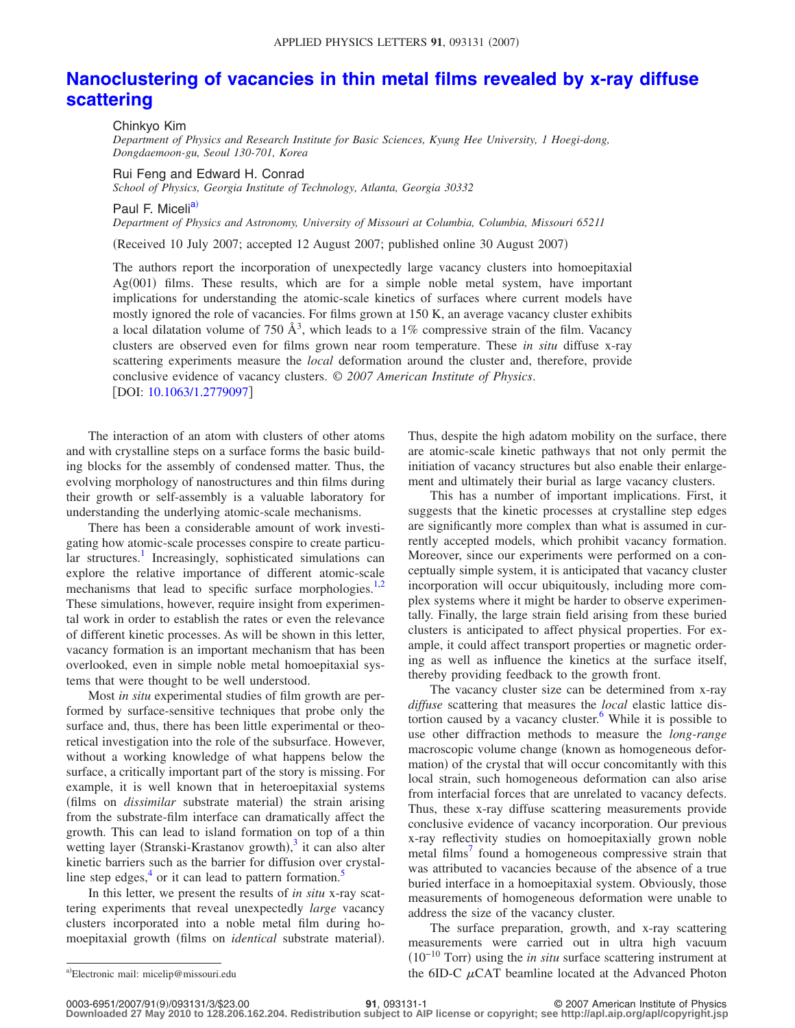# Nanoclustering of vacancies in thin metal films revealed by x-ray diffuse scattering

Chinkyo Kim
*Department of Physics and Research Institute for Basic Sciences, Kyung Hee University, 1 Hoegi-dong, Dongdaemoon-gu, Seoul 130-701, Korea*

Rui Feng and Edward H. Conrad
*School of Physics, Georgia Institute of Technology, Atlanta, Georgia 30332*

Paul F. Miceli[a]
*Department of Physics and Astronomy, University of Missouri at Columbia, Columbia, Missouri 65211*

(Received 10 July 2007; accepted 12 August 2007; published online 30 August 2007)

The authors report the incorporation of unexpectedly large vacancy clusters into homoepitaxial Ag(001) films. These results, which are for a simple noble metal system, have important implications for understanding the atomic-scale kinetics of surfaces where current models have mostly ignored the role of vacancies. For films grown at 150 K, an average vacancy cluster exhibits a local dilatation volume of 750 Å$^3$, which leads to a 1% compressive strain of the film. Vacancy clusters are observed even for films grown near room temperature. These *in situ* diffuse x-ray scattering experiments measure the *local* deformation around the cluster and, therefore, provide conclusive evidence of vacancy clusters. © *2007 American Institute of Physics*. [DOI: 10.1063/1.2779097]

The interaction of an atom with clusters of other atoms and with crystalline steps on a surface forms the basic building blocks for the assembly of condensed matter. Thus, the evolving morphology of nanostructures and thin films during their growth or self-assembly is a valuable laboratory for understanding the underlying atomic-scale mechanisms.

There has been a considerable amount of work investigating how atomic-scale processes conspire to create particular structures.[1] Increasingly, sophisticated simulations can explore the relative importance of different atomic-scale mechanisms that lead to specific surface morphologies.[1,2] These simulations, however, require insight from experimental work in order to establish the rates or even the relevance of different kinetic processes. As will be shown in this letter, vacancy formation is an important mechanism that has been overlooked, even in simple noble metal homoepitaxial systems that were thought to be well understood.

Most *in situ* experimental studies of film growth are performed by surface-sensitive techniques that probe only the surface and, thus, there has been little experimental or theoretical investigation into the role of the subsurface. However, without a working knowledge of what happens below the surface, a critically important part of the story is missing. For example, it is well known that in heteroepitaxial systems (films on *dissimilar* substrate material) the strain arising from the substrate-film interface can dramatically affect the growth. This can lead to island formation on top of a thin wetting layer (Stranski-Krastanov growth),[3] it can also alter kinetic barriers such as the barrier for diffusion over crystalline step edges,[4] or it can lead to pattern formation.[5]

In this letter, we present the results of *in situ* x-ray scattering experiments that reveal unexpectedly *large* vacancy clusters incorporated into a noble metal film during homoepitaxial growth (films on *identical* substrate material). Thus, despite the high adatom mobility on the surface, there are atomic-scale kinetic pathways that not only permit the initiation of vacancy structures but also enable their enlargement and ultimately their burial as large vacancy clusters.

This has a number of important implications. First, it suggests that the kinetic processes at crystalline step edges are significantly more complex than what is assumed in currently accepted models, which prohibit vacancy formation. Moreover, since our experiments were performed on a conceptually simple system, it is anticipated that vacancy cluster incorporation will occur ubiquitously, including more complex systems where it might be harder to observe experimentally. Finally, the large strain field arising from these buried clusters is anticipated to affect physical properties. For example, it could affect transport properties or magnetic ordering as well as influence the kinetics at the surface itself, thereby providing feedback to the growth front.

The vacancy cluster size can be determined from x-ray *diffuse* scattering that measures the *local* elastic lattice distortion caused by a vacancy cluster.[6] While it is possible to use other diffraction methods to measure the *long-range* macroscopic volume change (known as homogeneous deformation) of the crystal that will occur concomitantly with this local strain, such homogeneous deformation can also arise from interfacial forces that are unrelated to vacancy defects. Thus, these x-ray diffuse scattering measurements provide conclusive evidence of vacancy incorporation. Our previous x-ray reflectivity studies on homoepitaxially grown noble metal films[7] found a homogeneous compressive strain that was attributed to vacancies because of the absence of a true buried interface in a homoepitaxial system. Obviously, those measurements of homogeneous deformation were unable to address the size of the vacancy cluster.

The surface preparation, growth, and x-ray scattering measurements were carried out in ultra high vacuum ($10^{-10}$ Torr) using the *in situ* surface scattering instrument at the 6ID-C $\mu$CAT beamline located at the Advanced Photon

[a]Electronic mail: micelip@missouri.edu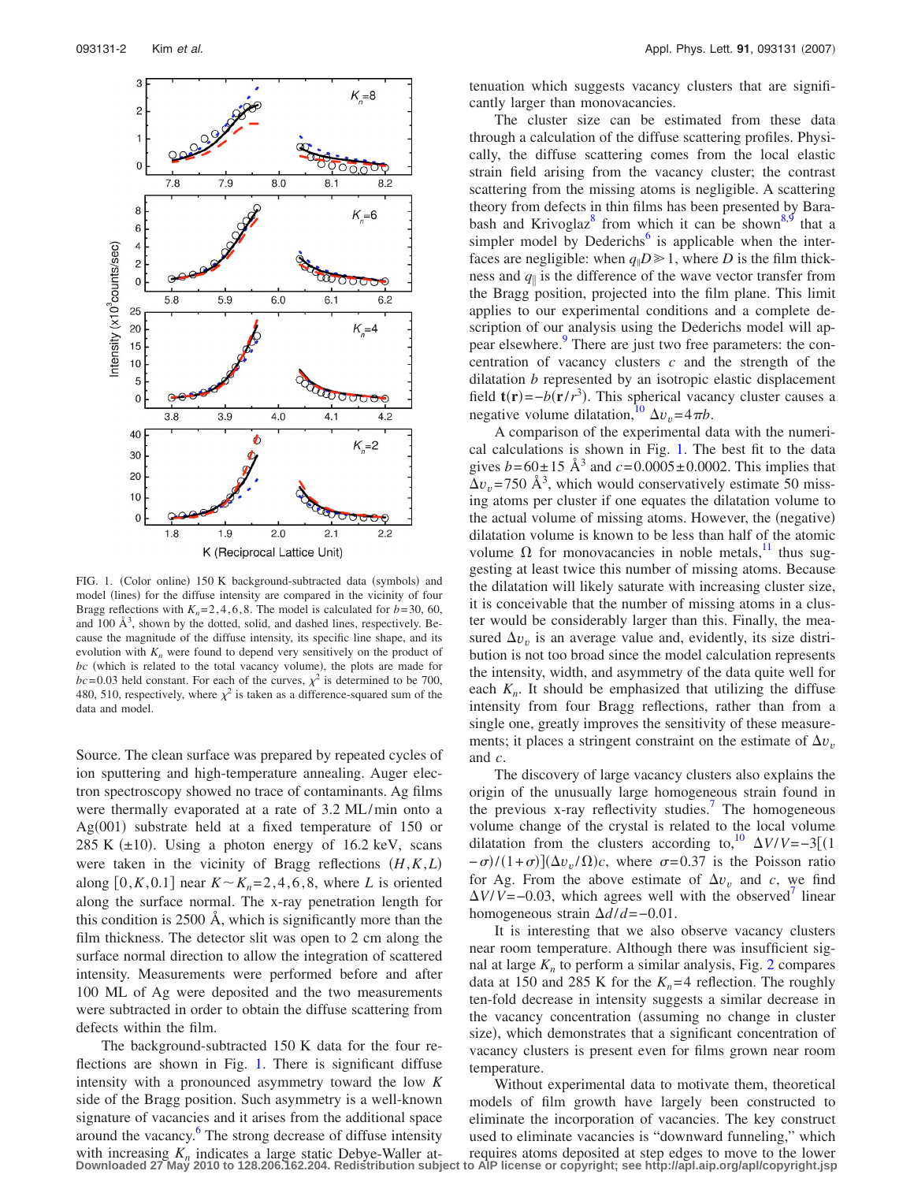FIG. 1. (Color online) 150 K background-subtracted data (symbols) and model (lines) for the diffuse intensity are compared in the vicinity of four Bragg reflections with $K_n=2,4,6,8$. The model is calculated for $b=30$, 60, and 100 Å$^3$, shown by the dotted, solid, and dashed lines, respectively. Because the magnitude of the diffuse intensity, its specific line shape, and its evolution with $K_n$ were found to depend very sensitively on the product of $bc$ (which is related to the total vacancy volume), the plots are made for $bc=0.03$ held constant. For each of the curves, $\chi^2$ is determined to be 700, 480, 510, respectively, where $\chi^2$ is taken as a difference-squared sum of the data and model.

Source. The clean surface was prepared by repeated cycles of ion sputtering and high-temperature annealing. Auger electron spectroscopy showed no trace of contaminants. Ag films were thermally evaporated at a rate of 3.2 ML/min onto a Ag(001) substrate held at a fixed temperature of 150 or 285 K (±10). Using a photon energy of 16.2 keV, scans were taken in the vicinity of Bragg reflections $(H,K,L)$ along $[0,K,0.1]$ near $K\sim K_n=2,4,6,8$, where $L$ is oriented along the surface normal. The x-ray penetration length for this condition is 2500 Å, which is significantly more than the film thickness. The detector slit was open to 2 cm along the surface normal direction to allow the integration of scattered intensity. Measurements were performed before and after 100 ML of Ag were deposited and the two measurements were subtracted in order to obtain the diffuse scattering from defects within the film.

The background-subtracted 150 K data for the four reflections are shown in Fig. 1. There is significant diffuse intensity with a pronounced asymmetry toward the low $K$ side of the Bragg position. Such asymmetry is a well-known signature of vacancies and it arises from the additional space around the vacancy.[6] The strong decrease of diffuse intensity with increasing $K_n$ indicates a large static Debye-Waller attenuation which suggests vacancy clusters that are significantly larger than monovacancies.

The cluster size can be estimated from these data through a calculation of the diffuse scattering profiles. Physically, the diffuse scattering comes from the local elastic strain field arising from the vacancy cluster; the contrast scattering from the missing atoms is negligible. A scattering theory from defects in thin films has been presented by Barabash and Krivoglaz[8] from which it can be shown[8,9] that a simpler model by Dederichs[6] is applicable when the interfaces are negligible: when $q_{\parallel}D \gg 1$, where $D$ is the film thickness and $q_{\parallel}$ is the difference of the wave vector transfer from the Bragg position, projected into the film plane. This limit applies to our experimental conditions and a complete description of our analysis using the Dederichs model will appear elsewhere.[9] There are just two free parameters: the concentration of vacancy clusters $c$ and the strength of the dilatation $b$ represented by an isotropic elastic displacement field $\mathbf{t}(\mathbf{r})=-b(\mathbf{r}/r^3)$. This spherical vacancy cluster causes a negative volume dilatation,[10] $\Delta v_v=4\pi b$.

A comparison of the experimental data with the numerical calculations is shown in Fig. 1. The best fit to the data gives $b=60\pm15$ Å$^3$ and $c=0.0005\pm0.0002$. This implies that $\Delta v_v=750$ Å$^3$, which would conservatively estimate 50 missing atoms per cluster if one equates the dilatation volume to the actual volume of missing atoms. However, the (negative) dilatation volume is known to be less than half of the atomic volume $\Omega$ for monovacancies in noble metals,[11] thus suggesting at least twice this number of missing atoms. Because the dilatation will likely saturate with increasing cluster size, it is conceivable that the number of missing atoms in a cluster could be considerably larger than this. Finally, the measured $\Delta v_v$ is an average value and, evidently, its size distribution is not too broad since the model calculation represents the intensity, width, and asymmetry of the data quite well for each $K_n$. It should be emphasized that utilizing the diffuse intensity from four Bragg reflections, rather than from a single one, greatly improves the sensitivity of these measurements; it places a stringent constraint on the estimate of $\Delta v_v$ and $c$.

The discovery of large vacancy clusters also explains the origin of the unusually large homogeneous strain found in the previous x-ray reflectivity studies.[7] The homogeneous volume change of the crystal is related to the local volume dilatation from the clusters according to,[10] $\Delta V/V=-3[(1-\sigma)/(1+\sigma)](\Delta v_v/\Omega)c$, where $\sigma=0.37$ is the Poisson ratio for Ag. From the above estimate of $\Delta v_v$ and $c$, we find $\Delta V/V=-0.03$, which agrees well with the observed[7] linear homogeneous strain $\Delta d/d=-0.01$.

It is interesting that we also observe vacancy clusters near room temperature. Although there was insufficient signal at large $K_n$ to perform a similar analysis, Fig. 2 compares data at 150 and 285 K for the $K_n=4$ reflection. The roughly ten-fold decrease in intensity suggests a similar decrease in the vacancy concentration (assuming no change in cluster size), which demonstrates that a significant concentration of vacancy clusters is present even for films grown near room temperature.

Without experimental data to motivate them, theoretical models of film growth have largely been constructed to eliminate the incorporation of vacancies. The key construct used to eliminate vacancies is "downward funneling," which requires atoms deposited at step edges to move to the lower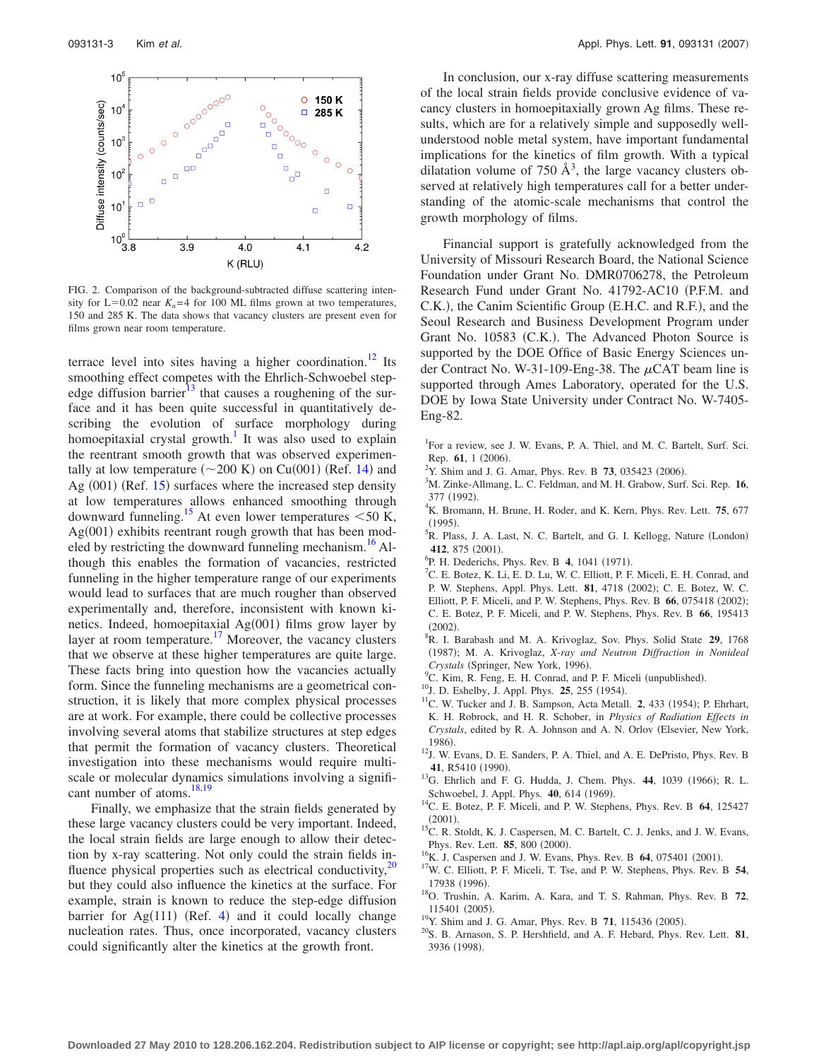$10^5$
$10^4$
$10^3$
$10^2$
$10^1$
$10^0$
Diffuse intensity (counts/sec)
3.8
3.9
4.0
4.1
4.2
K (RLU)
150 K
285 K

FIG. 2. Comparison of the background-subtracted diffuse scattering intensity for L=0.02 near $K_n=4$ for 100 ML films grown at two temperatures, 150 and 285 K. The data shows that vacancy clusters are present even for films grown near room temperature.

terrace level into sites having a higher coordination.[12] Its smoothing effect competes with the Ehrlich-Schwoebel step-edge diffusion barrier[13] that causes a roughening of the surface and it has been quite successful in quantitatively describing the evolution of surface morphology during homoepitaxial crystal growth.[1] It was also used to explain the reentrant smooth growth that was observed experimentally at low temperature (~200 K) on Cu(001) (Ref. 14) and Ag (001) (Ref. 15) surfaces where the increased step density at low temperatures allows enhanced smoothing through downward funneling.[15] At even lower temperatures <50 K, Ag(001) exhibits reentrant rough growth that has been modeled by restricting the downward funneling mechanism.[16] Although this enables the formation of vacancies, restricted funneling in the higher temperature range of our experiments would lead to surfaces that are much rougher than observed experimentally and, therefore, inconsistent with known kinetics. Indeed, homoepitaxial Ag(001) films grow layer by layer at room temperature.[17] Moreover, the vacancy clusters that we observe at these higher temperatures are quite large. These facts bring into question how the vacancies actually form. Since the funneling mechanisms are a geometrical construction, it is likely that more complex physical processes are at work. For example, there could be collective processes involving several atoms that stabilize structures at step edges that permit the formation of vacancy clusters. Theoretical investigation into these mechanisms would require multiscale or molecular dynamics simulations involving a significant number of atoms.[18,19]

Finally, we emphasize that the strain fields generated by these large vacancy clusters could be very important. Indeed, the local strain fields are large enough to allow their detection by x-ray scattering. Not only could the strain fields influence physical properties such as electrical conductivity,[20] but they could also influence the kinetics at the surface. For example, strain is known to reduce the step-edge diffusion barrier for Ag(111) (Ref. 4) and it could locally change nucleation rates. Thus, once incorporated, vacancy clusters could significantly alter the kinetics at the growth front.

In conclusion, our x-ray diffuse scattering measurements of the local strain fields provide conclusive evidence of vacancy clusters in homoepitaxially grown Ag films. These results, which are for a relatively simple and supposedly well-understood noble metal system, have important fundamental implications for the kinetics of film growth. With a typical dilatation volume of 750 $\text{Å}^3$, the large vacancy clusters observed at relatively high temperatures call for a better understanding of the atomic-scale mechanisms that control the growth morphology of films.

Financial support is gratefully acknowledged from the University of Missouri Research Board, the National Science Foundation under Grant No. DMR0706278, the Petroleum Research Fund under Grant No. 41792-AC10 (P.F.M. and C.K.), the Canim Scientific Group (E.H.C. and R.F.), and the Seoul Research and Business Development Program under Grant No. 10583 (C.K.). The Advanced Photon Source is supported by the DOE Office of Basic Energy Sciences under Contract No. W-31-109-Eng-38. The $\mu$CAT beam line is supported through Ames Laboratory, operated for the U.S. DOE by Iowa State University under Contract No. W-7405-Eng-82.

[1] For a review, see J. W. Evans, P. A. Thiel, and M. C. Bartelt, Surf. Sci. Rep. **61**, 1 (2006).
[2] Y. Shim and J. G. Amar, Phys. Rev. B **73**, 035423 (2006).
[3] M. Zinke-Allmang, L. C. Feldman, and M. H. Grabow, Surf. Sci. Rep. **16**, 377 (1992).
[4] K. Bromann, H. Brune, H. Roder, and K. Kern, Phys. Rev. Lett. **75**, 677 (1995).
[5] R. Plass, J. A. Last, N. C. Bartelt, and G. L. Kellogg, Nature (London) **412**, 875 (2001).
[6] P. H. Dederichs, Phys. Rev. B **4**, 1041 (1971).
[7] C. E. Botez, K. Li, E. D. Lu, W. C. Elliott, P. F. Miceli, E. H. Conrad, and P. W. Stephens, Appl. Phys. Lett. **81**, 4718 (2002); C. E. Botez, W. C. Elliott, P. F. Miceli, and P. W. Stephens, Phys. Rev. B **66**, 075418 (2002); C. E. Botez, P. F. Miceli, and P. W. Stephens, Phys. Rev. B **66**, 195413 (2002).
[8] R. I. Barabash and M. A. Krivoglaz, Sov. Phys. Solid State **29**, 1768 (1987); M. A. Krivoglaz, *X-ray and Neutron Diffraction in Nonideal Crystals* (Springer, New York, 1996).
[9] C. Kim, R. Feng, E. H. Conrad, and P. F. Miceli (unpublished).
[10] J. D. Eshelby, J. Appl. Phys. **25**, 255 (1954).
[11] C. W. Tucker and J. B. Sampson, Acta Metall. **2**, 433 (1954); P. Ehrhart, K. H. Robrock, and H. R. Schober, in *Physics of Radiation Effects in Crystals*, edited by R. A. Johnson and A. N. Orlov (Elsevier, New York, 1986).
[12] J. W. Evans, D. E. Sanders, P. A. Thiel, and A. E. DePristo, Phys. Rev. B **41**, R5410 (1990).
[13] G. Ehrlich and F. G. Hudda, J. Chem. Phys. **44**, 1039 (1966); R. L. Schwoebel, J. Appl. Phys. **40**, 614 (1969).
[14] C. E. Botez, P. F. Miceli, and P. W. Stephens, Phys. Rev. B **64**, 125427 (2001).
[15] C. R. Stoldt, K. J. Caspersen, M. C. Bartelt, C. J. Jenks, and J. W. Evans, Phys. Rev. Lett. **85**, 800 (2000).
[16] K. J. Caspersen and J. W. Evans, Phys. Rev. B **64**, 075401 (2001).
[17] W. C. Elliott, P. F. Miceli, T. Tse, and P. W. Stephens, Phys. Rev. B **54**, 17938 (1996).
[18] O. Trushin, A. Karim, A. Kara, and T. S. Rahman, Phys. Rev. B **72**, 115401 (2005).
[19] Y. Shim and J. G. Amar, Phys. Rev. B **71**, 115436 (2005).
[20] S. B. Arnason, S. P. Hershfield, and A. F. Hebard, Phys. Rev. Lett. **81**, 3936 (1998).